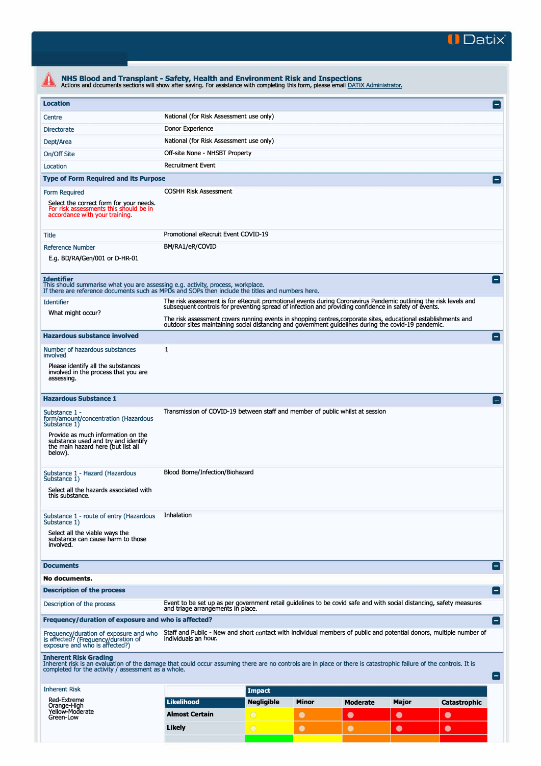Datix

# NHS Blood and Transplant - Safety, Health and Environment Risk and Inspections

Actions and documents sections will show after saving. For assistance with completing this form, please email DATIX Administrator.

## Location

| | |
|---|---|
| Centre | National (for Risk Assessment use only) |
| Directorate | Donor Experience |
| Dept/Area | National (for Risk Assessment use only) |
| On/Off Site | Off-site None - NHSBT Property |
| Location | Recruitment Event |

## Type of Form Required and its Purpose

| | |
|---|---|
| Form Required<br>Select the correct form for your needs. For risk assessments this should be in accordance with your training. | COSHH Risk Assessment |
| Title | Promotional eRecruit Event COVID-19 |
| Reference Number<br>E.g. BD/RA/Gen/001 or D-HR-01 | BM/RA1/eR/COVID |

## Identifier

This should summarise what you are assessing e.g. activity, process, workplace.
If there are reference documents such as MPDs and SOPs then include the titles and numbers here.

| | |
|---|---|
| Identifier<br>What might occur? | The risk assessment is for eRecruit promotional events during Coronavirus Pandemic outlining the risk levels and subsequent controls for preventing spread of infection and providing confidence in safety of events.<br>The risk assessment covers running events in shopping centres,corporate sites, educational establishments and outdoor sites maintaining social distancing and government guidelines during the covid-19 pandemic. |

## Hazardous substance involved

| | |
|---|---|
| Number of hazardous substances involved<br>Please identify all the substances involved in the process that you are assessing. | 1 |

## Hazardous Substance 1

| | |
|---|---|
| Substance 1 - form/amount/concentration (Hazardous Substance 1)<br>Provide as much information on the substance used and try and identify the main hazard here (but list all below). | Transmission of COVID-19 between staff and member of public whilst at session |
| Substance 1 - Hazard (Hazardous Substance 1)<br>Select all the hazards associated with this substance. | Blood Borne/Infection/Biohazard |
| Substance 1 - route of entry (Hazardous Substance 1)<br>Select all the viable ways the substance can cause harm to those involved. | Inhalation |

## Documents

**No documents.**

## Description of the process

| | |
|---|---|
| Description of the process | Event to be set up as per government retail guidelines to be covid safe and with social distancing, safety measures and triage arrangements in place. |

## Frequency/duration of exposure and who is affected?

| | |
|---|---|
| Frequency/duration of exposure and who is affected? (Frequency/duration of exposure and who is affected?) | Staff and Public - New and short contact with individual members of public and potential donors, multiple number of individuals an hour. |

## Inherent Risk Grading

Inherent risk is an evaluation of the damage that could occur assuming there are no controls are in place or there is catastrophic failure of the controls. It is completed for the activity / assessment as a whole.

Inherent Risk

Red-Extreme
Orange-High
Yellow-Moderate
Green-Low

| | Impact | | | | |
|---|---|---|---|---|---|
| **Likelihood** | **Negligible** | **Minor** | **Moderate** | **Major** | **Catastrophic** |
| **Almost Certain** | | | | | |
| **Likely** | | | | | |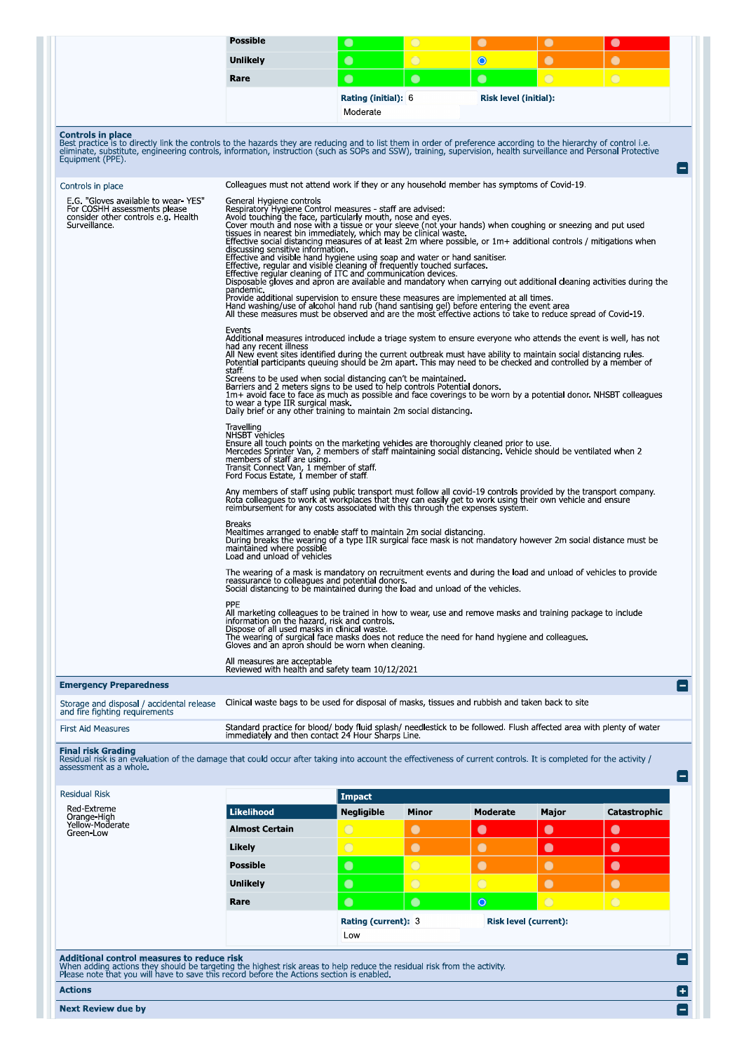| | | | | | |
|---|---|---|---|---|---|
| **Possible** | | | | | |
| **Unlikely** | | | ◉ | | |
| **Rare** | | | | | |

**Rating (initial):** 6 **Risk level (initial):** Moderate

## Controls in place

Best practice is to directly link the controls to the hazards they are reducing and to list them in order of preference according to the hierarchy of control i.e. eliminate, substitute, engineering controls, information, instruction (such as SOPs and SSW), training, supervision, health surveillance and Personal Protective Equipment (PPE).

**Controls in place**

E.G. "Gloves available to wear- YES" For COSHH assessments please consider other controls e.g. Health Surveillance.

Colleagues must not attend work if they or any household member has symptoms of Covid-19.

General Hygiene controls
Respiratory Hygiene Control measures - staff are advised:
Avoid touching the face, particularly mouth, nose and eyes.
Cover mouth and nose with a tissue or your sleeve (not your hands) when coughing or sneezing and put used tissues in nearest bin immediately, which may be clinical waste.
Effective social distancing measures of at least 2m where possible, or 1m+ additional controls / mitigations when discussing sensitive information.
Effective and visible hand hygiene using soap and water or hand sanitiser.
Effective, regular and visible cleaning of frequently touched surfaces.
Effective regular cleaning of ITC and communication devices.
Disposable gloves and apron are available and mandatory when carrying out additional cleaning activities during the pandemic.
Provide additional supervision to ensure these measures are implemented at all times.
Hand washing/use of alcohol hand rub (hand santising gel) before entering the event area
All these measures must be observed and are the most effective actions to take to reduce spread of Covid-19.

Events
Additional measures introduced include a triage system to ensure everyone who attends the event is well, has not had any recent illness
All New event sites identified during the current outbreak must have ability to maintain social distancing rules.
Potential participants queuing should be 2m apart. This may need to be checked and controlled by a member of staff.
Screens to be used when social distancing can't be maintained.
Barriers and 2 meters signs to be used to help controls Potential donors.
1m+ avoid face to face as much as possible and face coverings to be worn by a potential donor. NHSBT colleagues to wear a type IIR surgical mask.
Daily brief or any other training to maintain 2m social distancing.

Travelling
NHSBT vehicles
Ensure all touch points on the marketing vehicles are thoroughly cleaned prior to use.
Mercedes Sprinter Van, 2 members of staff maintaining social distancing. Vehicle should be ventilated when 2 members of staff are using.
Transit Connect Van, 1 member of staff.
Ford Focus Estate, 1 member of staff.

Any members of staff using public transport must follow all covid-19 controls provided by the transport company.
Rota colleagues to work at workplaces that they can easily get to work using their own vehicle and ensure reimbursement for any costs associated with this through the expenses system.

Breaks
Mealtimes arranged to enable staff to maintain 2m social distancing.
During breaks the wearing of a type IIR surgical face mask is not mandatory however 2m social distance must be maintained where possible
Load and unload of vehicles

The wearing of a mask is mandatory on recruitment events and during the load and unload of vehicles to provide reassurance to colleagues and potential donors.
Social distancing to be maintained during the load and unload of the vehicles.

PPE
All marketing colleagues to be trained in how to wear, use and remove masks and training package to include information on the hazard, risk and controls.
Dispose of all used masks in clinical waste.
The wearing of surgical face masks does not reduce the need for hand hygiene and colleagues.
Gloves and an apron should be worn when cleaning.

All measures are acceptable
Reviewed with health and safety team 10/12/2021

## Emergency Preparedness

| | |
|---|---|
| Storage and disposal / accidental release and fire fighting requirements | Clinical waste bags to be used for disposal of masks, tissues and rubbish and taken back to site |
| First Aid Measures | Standard practice for blood/ body fluid splash/ needlestick to be followed. Flush affected area with plenty of water immediately and then contact 24 Hour Sharps Line. |

## Final risk Grading

Residual risk is an evaluation of the damage that could occur after taking into account the effectiveness of current controls. It is completed for the activity / assessment as a whole.

**Residual Risk**

Red-Extreme
Orange-High
Yellow-Moderate
Green-Low

| | Impact | | | | |
|---|---|---|---|---|---|
| **Likelihood** | **Negligible** | **Minor** | **Moderate** | **Major** | **Catastrophic** |
| **Almost Certain** | | | | | |
| **Likely** | | | | | |
| **Possible** | | | | | |
| **Unlikely** | | | | | |
| **Rare** | | | ◉ | | |

**Rating (current):** 3 **Risk level (current):** Low

## Additional control measures to reduce risk

When adding actions they should be targeting the highest risk areas to help reduce the residual risk from the activity.
Please note that you will have to save this record before the Actions section is enabled.

## Actions

## Next Review due by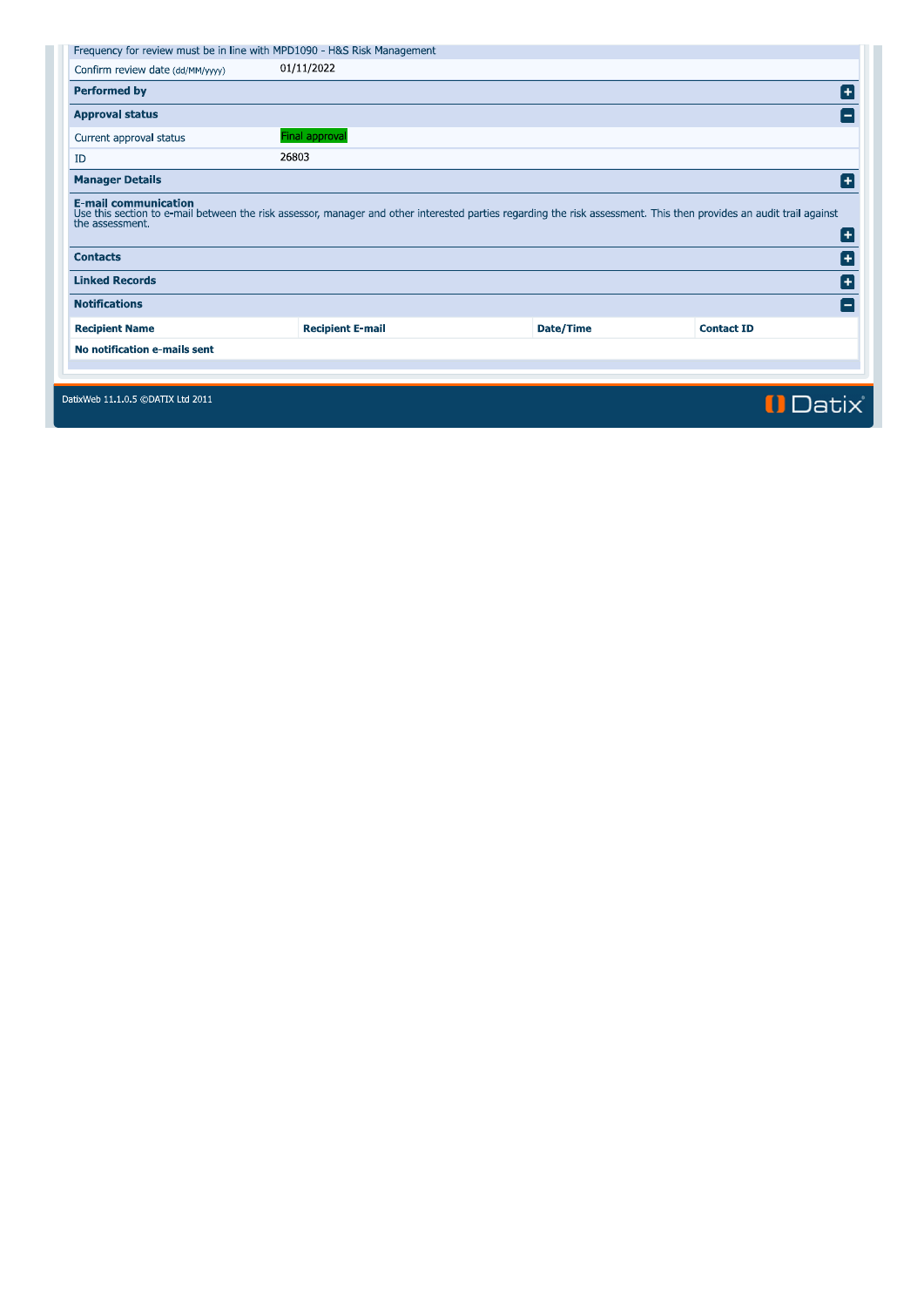Frequency for review must be in line with MPD1090 - H&S Risk Management

| | |
|---|---|
| Confirm review date (dd/MM/yyyy) | 01/11/2022 |

**Performed by**

**Approval status**

| | |
|---|---|
| Current approval status | Final approval |
| ID | 26803 |

**Manager Details**

**E-mail communication**

Use this section to e-mail between the risk assessor, manager and other interested parties regarding the risk assessment. This then provides an audit trail against the assessment.

**Contacts**

**Linked Records**

**Notifications**

| Recipient Name | Recipient E-mail | Date/Time | Contact ID |
|---|---|---|---|
| **No notification e-mails sent** | | | |

DatixWeb 11.1.0.5 ©DATIX Ltd 2011